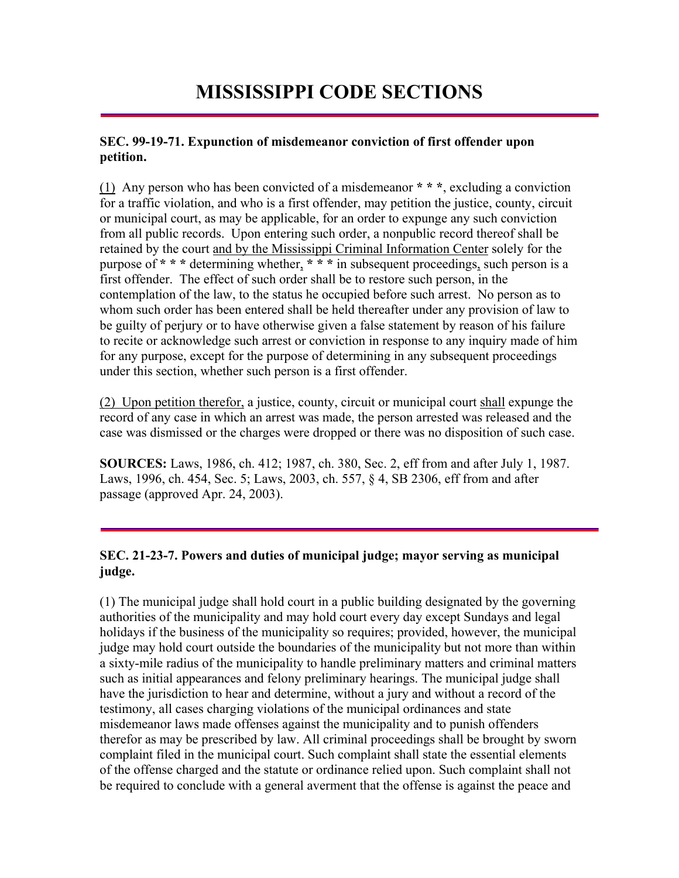# MISSISSIPPI CODE SECTIONS

---

**SEC. 99-19-71. Expunction of misdemeanor conviction of first offender upon petition.**

(1) Any person who has been convicted of a misdemeanor *** * ***, excluding a conviction for a traffic violation, and who is a first offender, may petition the justice, county, circuit or municipal court, as may be applicable, for an order to expunge any such conviction from all public records. Upon entering such order, a nonpublic record thereof shall be retained by the court and by the Mississippi Criminal Information Center solely for the purpose of *** * *** determining whether, *** * *** in subsequent proceedings, such person is a first offender. The effect of such order shall be to restore such person, in the contemplation of the law, to the status he occupied before such arrest. No person as to whom such order has been entered shall be held thereafter under any provision of law to be guilty of perjury or to have otherwise given a false statement by reason of his failure to recite or acknowledge such arrest or conviction in response to any inquiry made of him for any purpose, except for the purpose of determining in any subsequent proceedings under this section, whether such person is a first offender.

(2) Upon petition therefor, a justice, county, circuit or municipal court shall expunge the record of any case in which an arrest was made, the person arrested was released and the case was dismissed or the charges were dropped or there was no disposition of such case.

**SOURCES:** Laws, 1986, ch. 412; 1987, ch. 380, Sec. 2, eff from and after July 1, 1987. Laws, 1996, ch. 454, Sec. 5; Laws, 2003, ch. 557, § 4, SB 2306, eff from and after passage (approved Apr. 24, 2003).

---

**SEC. 21-23-7. Powers and duties of municipal judge; mayor serving as municipal judge.**

(1) The municipal judge shall hold court in a public building designated by the governing authorities of the municipality and may hold court every day except Sundays and legal holidays if the business of the municipality so requires; provided, however, the municipal judge may hold court outside the boundaries of the municipality but not more than within a sixty-mile radius of the municipality to handle preliminary matters and criminal matters such as initial appearances and felony preliminary hearings. The municipal judge shall have the jurisdiction to hear and determine, without a jury and without a record of the testimony, all cases charging violations of the municipal ordinances and state misdemeanor laws made offenses against the municipality and to punish offenders therefor as may be prescribed by law. All criminal proceedings shall be brought by sworn complaint filed in the municipal court. Such complaint shall state the essential elements of the offense charged and the statute or ordinance relied upon. Such complaint shall not be required to conclude with a general averment that the offense is against the peace and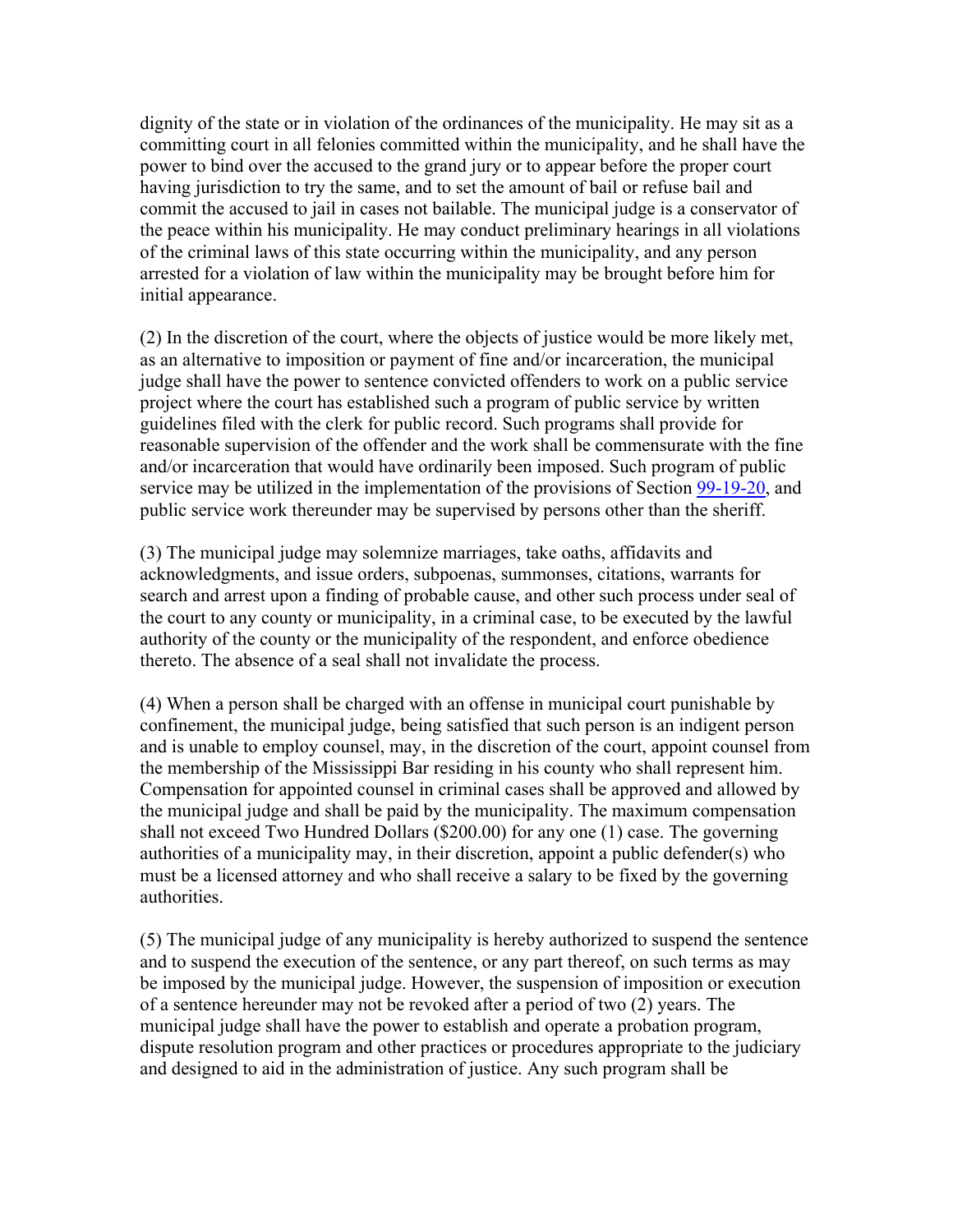dignity of the state or in violation of the ordinances of the municipality. He may sit as a committing court in all felonies committed within the municipality, and he shall have the power to bind over the accused to the grand jury or to appear before the proper court having jurisdiction to try the same, and to set the amount of bail or refuse bail and commit the accused to jail in cases not bailable. The municipal judge is a conservator of the peace within his municipality. He may conduct preliminary hearings in all violations of the criminal laws of this state occurring within the municipality, and any person arrested for a violation of law within the municipality may be brought before him for initial appearance.

(2) In the discretion of the court, where the objects of justice would be more likely met, as an alternative to imposition or payment of fine and/or incarceration, the municipal judge shall have the power to sentence convicted offenders to work on a public service project where the court has established such a program of public service by written guidelines filed with the clerk for public record. Such programs shall provide for reasonable supervision of the offender and the work shall be commensurate with the fine and/or incarceration that would have ordinarily been imposed. Such program of public service may be utilized in the implementation of the provisions of Section 99-19-20, and public service work thereunder may be supervised by persons other than the sheriff.

(3) The municipal judge may solemnize marriages, take oaths, affidavits and acknowledgments, and issue orders, subpoenas, summonses, citations, warrants for search and arrest upon a finding of probable cause, and other such process under seal of the court to any county or municipality, in a criminal case, to be executed by the lawful authority of the county or the municipality of the respondent, and enforce obedience thereto. The absence of a seal shall not invalidate the process.

(4) When a person shall be charged with an offense in municipal court punishable by confinement, the municipal judge, being satisfied that such person is an indigent person and is unable to employ counsel, may, in the discretion of the court, appoint counsel from the membership of the Mississippi Bar residing in his county who shall represent him. Compensation for appointed counsel in criminal cases shall be approved and allowed by the municipal judge and shall be paid by the municipality. The maximum compensation shall not exceed Two Hundred Dollars ($200.00) for any one (1) case. The governing authorities of a municipality may, in their discretion, appoint a public defender(s) who must be a licensed attorney and who shall receive a salary to be fixed by the governing authorities.

(5) The municipal judge of any municipality is hereby authorized to suspend the sentence and to suspend the execution of the sentence, or any part thereof, on such terms as may be imposed by the municipal judge. However, the suspension of imposition or execution of a sentence hereunder may not be revoked after a period of two (2) years. The municipal judge shall have the power to establish and operate a probation program, dispute resolution program and other practices or procedures appropriate to the judiciary and designed to aid in the administration of justice. Any such program shall be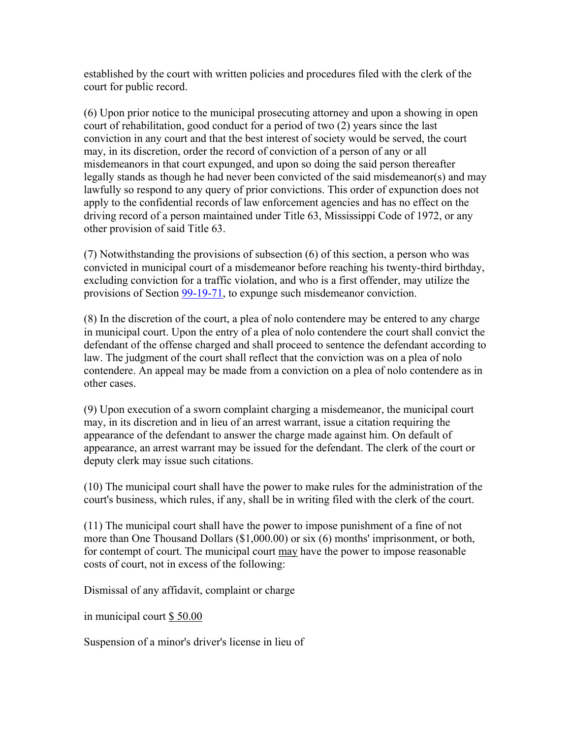established by the court with written policies and procedures filed with the clerk of the court for public record.

(6) Upon prior notice to the municipal prosecuting attorney and upon a showing in open court of rehabilitation, good conduct for a period of two (2) years since the last conviction in any court and that the best interest of society would be served, the court may, in its discretion, order the record of conviction of a person of any or all misdemeanors in that court expunged, and upon so doing the said person thereafter legally stands as though he had never been convicted of the said misdemeanor(s) and may lawfully so respond to any query of prior convictions. This order of expunction does not apply to the confidential records of law enforcement agencies and has no effect on the driving record of a person maintained under Title 63, Mississippi Code of 1972, or any other provision of said Title 63.

(7) Notwithstanding the provisions of subsection (6) of this section, a person who was convicted in municipal court of a misdemeanor before reaching his twenty-third birthday, excluding conviction for a traffic violation, and who is a first offender, may utilize the provisions of Section 99-19-71, to expunge such misdemeanor conviction.

(8) In the discretion of the court, a plea of nolo contendere may be entered to any charge in municipal court. Upon the entry of a plea of nolo contendere the court shall convict the defendant of the offense charged and shall proceed to sentence the defendant according to law. The judgment of the court shall reflect that the conviction was on a plea of nolo contendere. An appeal may be made from a conviction on a plea of nolo contendere as in other cases.

(9) Upon execution of a sworn complaint charging a misdemeanor, the municipal court may, in its discretion and in lieu of an arrest warrant, issue a citation requiring the appearance of the defendant to answer the charge made against him. On default of appearance, an arrest warrant may be issued for the defendant. The clerk of the court or deputy clerk may issue such citations.

(10) The municipal court shall have the power to make rules for the administration of the court's business, which rules, if any, shall be in writing filed with the clerk of the court.

(11) The municipal court shall have the power to impose punishment of a fine of not more than One Thousand Dollars ($1,000.00) or six (6) months' imprisonment, or both, for contempt of court. The municipal court may have the power to impose reasonable costs of court, not in excess of the following:

Dismissal of any affidavit, complaint or charge

in municipal court $ 50.00

Suspension of a minor's driver's license in lieu of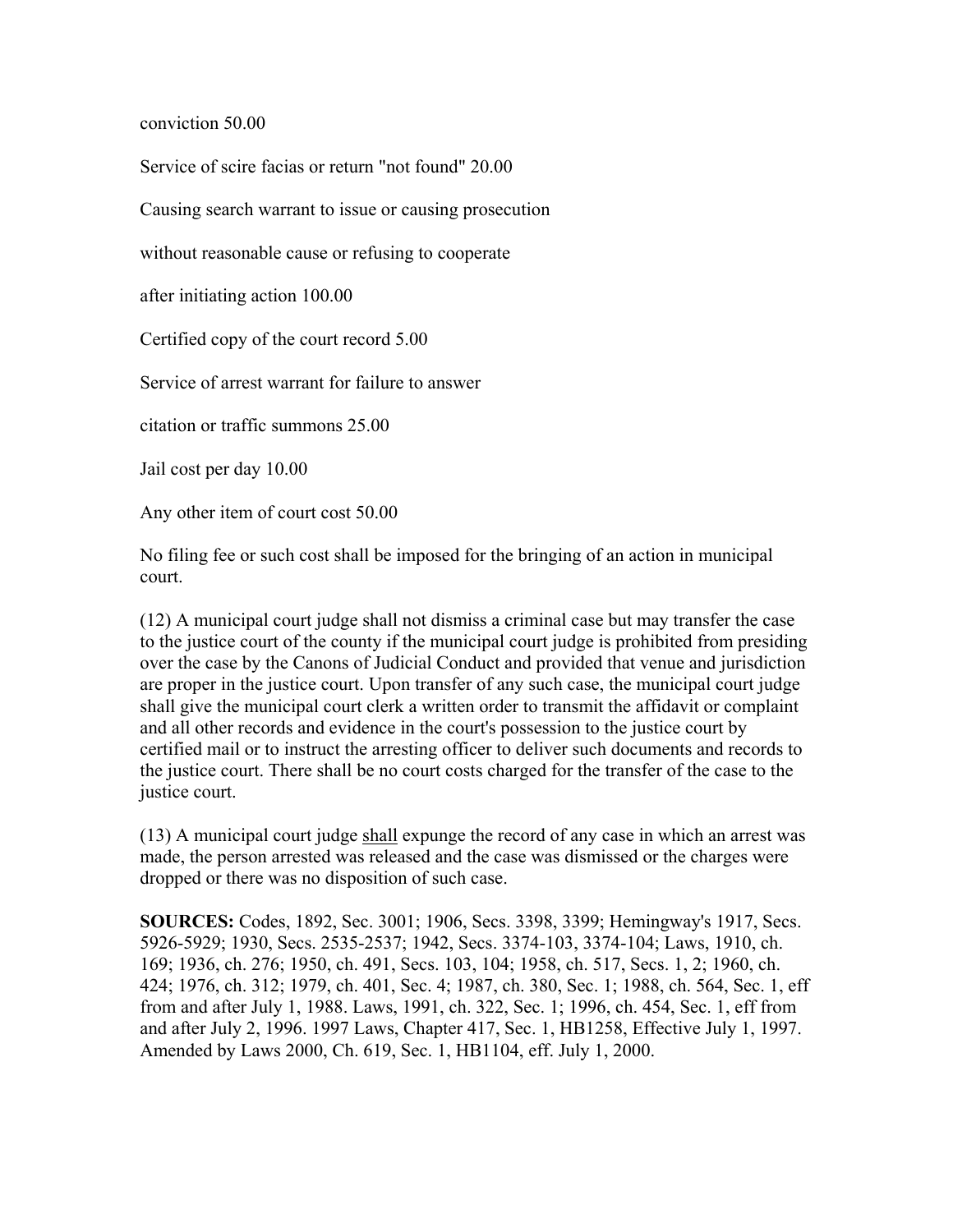conviction 50.00

Service of scire facias or return "not found" 20.00

Causing search warrant to issue or causing prosecution

without reasonable cause or refusing to cooperate

after initiating action 100.00

Certified copy of the court record 5.00

Service of arrest warrant for failure to answer

citation or traffic summons 25.00

Jail cost per day 10.00

Any other item of court cost 50.00

No filing fee or such cost shall be imposed for the bringing of an action in municipal court.

(12) A municipal court judge shall not dismiss a criminal case but may transfer the case to the justice court of the county if the municipal court judge is prohibited from presiding over the case by the Canons of Judicial Conduct and provided that venue and jurisdiction are proper in the justice court. Upon transfer of any such case, the municipal court judge shall give the municipal court clerk a written order to transmit the affidavit or complaint and all other records and evidence in the court's possession to the justice court by certified mail or to instruct the arresting officer to deliver such documents and records to the justice court. There shall be no court costs charged for the transfer of the case to the justice court.

(13) A municipal court judge shall expunge the record of any case in which an arrest was made, the person arrested was released and the case was dismissed or the charges were dropped or there was no disposition of such case.

**SOURCES:** Codes, 1892, Sec. 3001; 1906, Secs. 3398, 3399; Hemingway's 1917, Secs. 5926-5929; 1930, Secs. 2535-2537; 1942, Secs. 3374-103, 3374-104; Laws, 1910, ch. 169; 1936, ch. 276; 1950, ch. 491, Secs. 103, 104; 1958, ch. 517, Secs. 1, 2; 1960, ch. 424; 1976, ch. 312; 1979, ch. 401, Sec. 4; 1987, ch. 380, Sec. 1; 1988, ch. 564, Sec. 1, eff from and after July 1, 1988. Laws, 1991, ch. 322, Sec. 1; 1996, ch. 454, Sec. 1, eff from and after July 2, 1996. 1997 Laws, Chapter 417, Sec. 1, HB1258, Effective July 1, 1997. Amended by Laws 2000, Ch. 619, Sec. 1, HB1104, eff. July 1, 2000.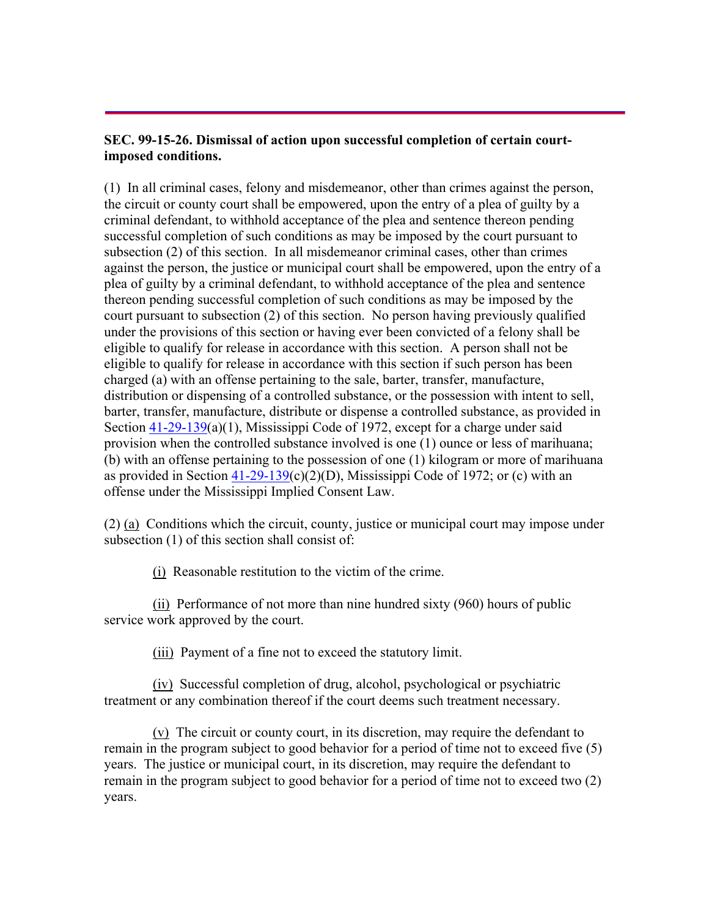**SEC. 99-15-26. Dismissal of action upon successful completion of certain court-imposed conditions.**

(1) In all criminal cases, felony and misdemeanor, other than crimes against the person, the circuit or county court shall be empowered, upon the entry of a plea of guilty by a criminal defendant, to withhold acceptance of the plea and sentence thereon pending successful completion of such conditions as may be imposed by the court pursuant to subsection (2) of this section. In all misdemeanor criminal cases, other than crimes against the person, the justice or municipal court shall be empowered, upon the entry of a plea of guilty by a criminal defendant, to withhold acceptance of the plea and sentence thereon pending successful completion of such conditions as may be imposed by the court pursuant to subsection (2) of this section. No person having previously qualified under the provisions of this section or having ever been convicted of a felony shall be eligible to qualify for release in accordance with this section. A person shall not be eligible to qualify for release in accordance with this section if such person has been charged (a) with an offense pertaining to the sale, barter, transfer, manufacture, distribution or dispensing of a controlled substance, or the possession with intent to sell, barter, transfer, manufacture, distribute or dispense a controlled substance, as provided in Section 41-29-139(a)(1), Mississippi Code of 1972, except for a charge under said provision when the controlled substance involved is one (1) ounce or less of marihuana; (b) with an offense pertaining to the possession of one (1) kilogram or more of marihuana as provided in Section 41-29-139(c)(2)(D), Mississippi Code of 1972; or (c) with an offense under the Mississippi Implied Consent Law.

(2) (a) Conditions which the circuit, county, justice or municipal court may impose under subsection (1) of this section shall consist of:

(i) Reasonable restitution to the victim of the crime.

(ii) Performance of not more than nine hundred sixty (960) hours of public service work approved by the court.

(iii) Payment of a fine not to exceed the statutory limit.

(iv) Successful completion of drug, alcohol, psychological or psychiatric treatment or any combination thereof if the court deems such treatment necessary.

(v) The circuit or county court, in its discretion, may require the defendant to remain in the program subject to good behavior for a period of time not to exceed five (5) years. The justice or municipal court, in its discretion, may require the defendant to remain in the program subject to good behavior for a period of time not to exceed two (2) years.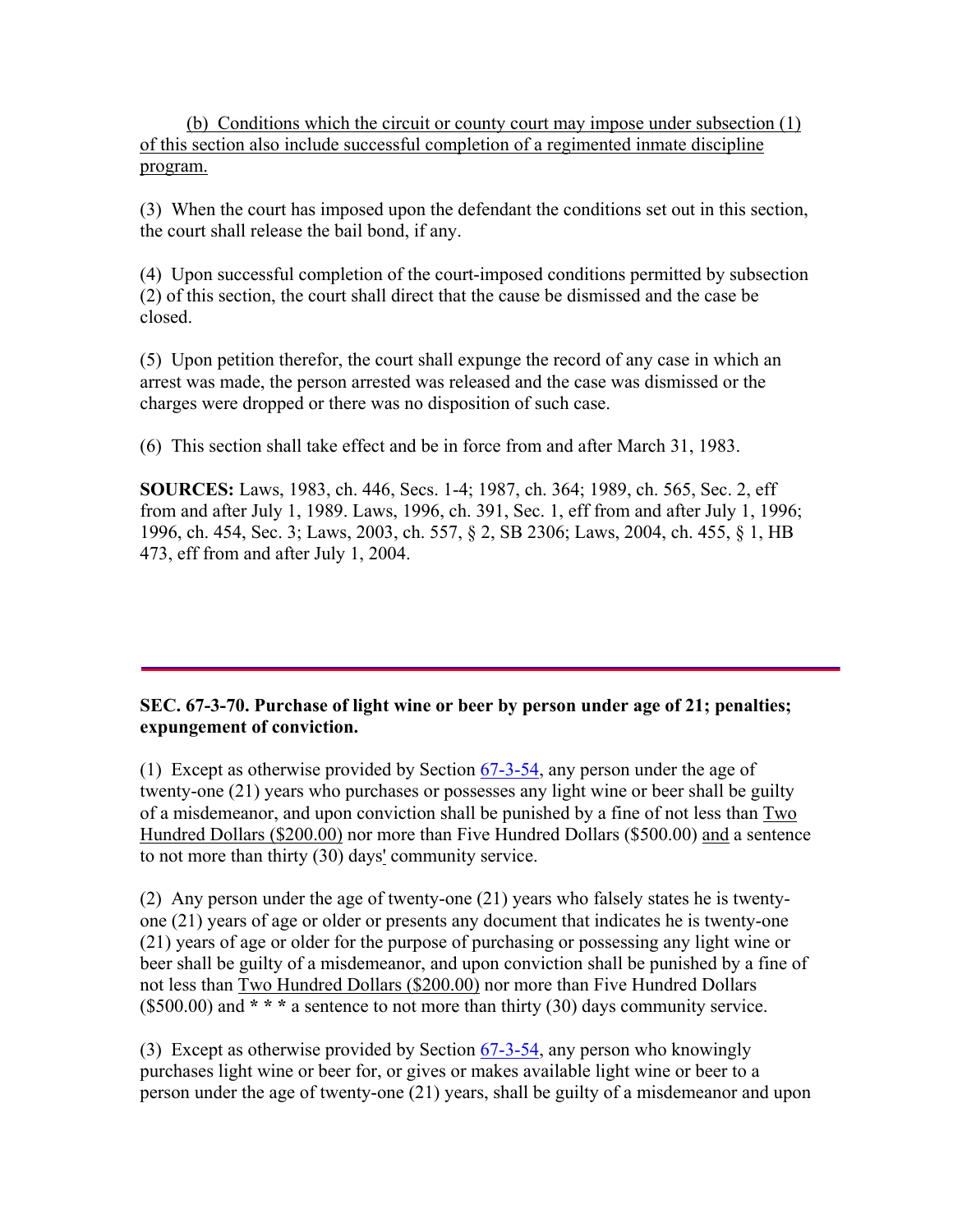(b) Conditions which the circuit or county court may impose under subsection (1) of this section also include successful completion of a regimented inmate discipline program.

(3) When the court has imposed upon the defendant the conditions set out in this section, the court shall release the bail bond, if any.

(4) Upon successful completion of the court-imposed conditions permitted by subsection (2) of this section, the court shall direct that the cause be dismissed and the case be closed.

(5) Upon petition therefor, the court shall expunge the record of any case in which an arrest was made, the person arrested was released and the case was dismissed or the charges were dropped or there was no disposition of such case.

(6) This section shall take effect and be in force from and after March 31, 1983.

**SOURCES:** Laws, 1983, ch. 446, Secs. 1-4; 1987, ch. 364; 1989, ch. 565, Sec. 2, eff from and after July 1, 1989. Laws, 1996, ch. 391, Sec. 1, eff from and after July 1, 1996; 1996, ch. 454, Sec. 3; Laws, 2003, ch. 557, § 2, SB 2306; Laws, 2004, ch. 455, § 1, HB 473, eff from and after July 1, 2004.

---

**SEC. 67-3-70. Purchase of light wine or beer by person under age of 21; penalties; expungement of conviction.**

(1) Except as otherwise provided by Section 67-3-54, any person under the age of twenty-one (21) years who purchases or possesses any light wine or beer shall be guilty of a misdemeanor, and upon conviction shall be punished by a fine of not less than Two Hundred Dollars ($200.00) nor more than Five Hundred Dollars ($500.00) and a sentence to not more than thirty (30) days' community service.

(2) Any person under the age of twenty-one (21) years who falsely states he is twenty-one (21) years of age or older or presents any document that indicates he is twenty-one (21) years of age or older for the purpose of purchasing or possessing any light wine or beer shall be guilty of a misdemeanor, and upon conviction shall be punished by a fine of not less than Two Hundred Dollars ($200.00) nor more than Five Hundred Dollars ($500.00) and *** a sentence to not more than thirty (30) days community service.

(3) Except as otherwise provided by Section 67-3-54, any person who knowingly purchases light wine or beer for, or gives or makes available light wine or beer to a person under the age of twenty-one (21) years, shall be guilty of a misdemeanor and upon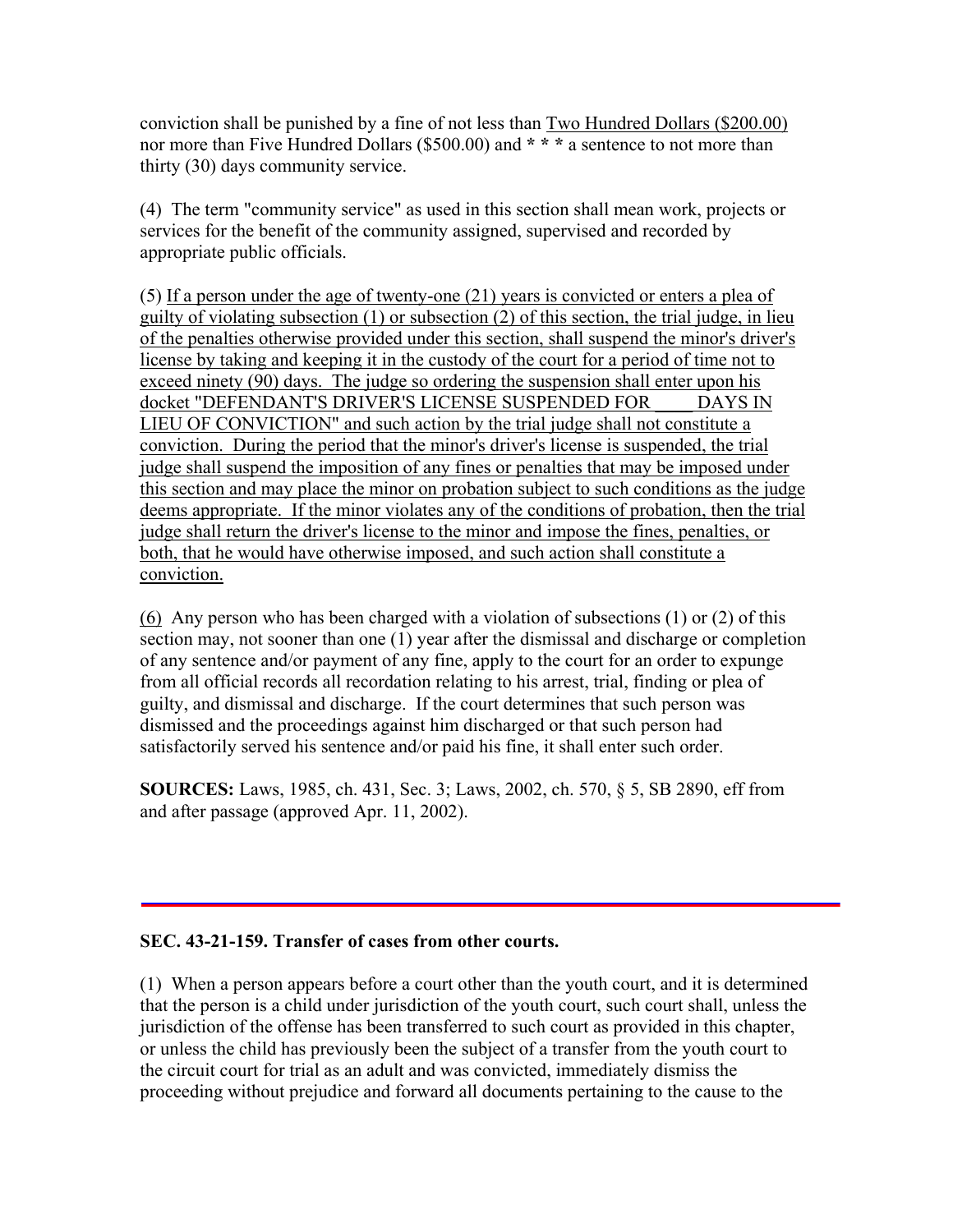conviction shall be punished by a fine of not less than <u>Two Hundred Dollars ($200.00)</u> nor more than Five Hundred Dollars ($500.00) and *** a sentence to not more than thirty (30) days community service.

(4) The term "community service" as used in this section shall mean work, projects or services for the benefit of the community assigned, supervised and recorded by appropriate public officials.

(5) <u>If a person under the age of twenty-one (21) years is convicted or enters a plea of guilty of violating subsection (1) or subsection (2) of this section, the trial judge, in lieu of the penalties otherwise provided under this section, shall suspend the minor's driver's license by taking and keeping it in the custody of the court for a period of time not to exceed ninety (90) days. The judge so ordering the suspension shall enter upon his docket "DEFENDANT'S DRIVER'S LICENSE SUSPENDED FOR ____ DAYS IN LIEU OF CONVICTION" and such action by the trial judge shall not constitute a conviction. During the period that the minor's driver's license is suspended, the trial judge shall suspend the imposition of any fines or penalties that may be imposed under this section and may place the minor on probation subject to such conditions as the judge deems appropriate. If the minor violates any of the conditions of probation, then the trial judge shall return the driver's license to the minor and impose the fines, penalties, or both, that he would have otherwise imposed, and such action shall constitute a conviction.</u>

<u>(6)</u> Any person who has been charged with a violation of subsections (1) or (2) of this section may, not sooner than one (1) year after the dismissal and discharge or completion of any sentence and/or payment of any fine, apply to the court for an order to expunge from all official records all recordation relating to his arrest, trial, finding or plea of guilty, and dismissal and discharge. If the court determines that such person was dismissed and the proceedings against him discharged or that such person had satisfactorily served his sentence and/or paid his fine, it shall enter such order.

**SOURCES:** Laws, 1985, ch. 431, Sec. 3; Laws, 2002, ch. 570, § 5, SB 2890, eff from and after passage (approved Apr. 11, 2002).

---

**SEC. 43-21-159. Transfer of cases from other courts.**

(1) When a person appears before a court other than the youth court, and it is determined that the person is a child under jurisdiction of the youth court, such court shall, unless the jurisdiction of the offense has been transferred to such court as provided in this chapter, or unless the child has previously been the subject of a transfer from the youth court to the circuit court for trial as an adult and was convicted, immediately dismiss the proceeding without prejudice and forward all documents pertaining to the cause to the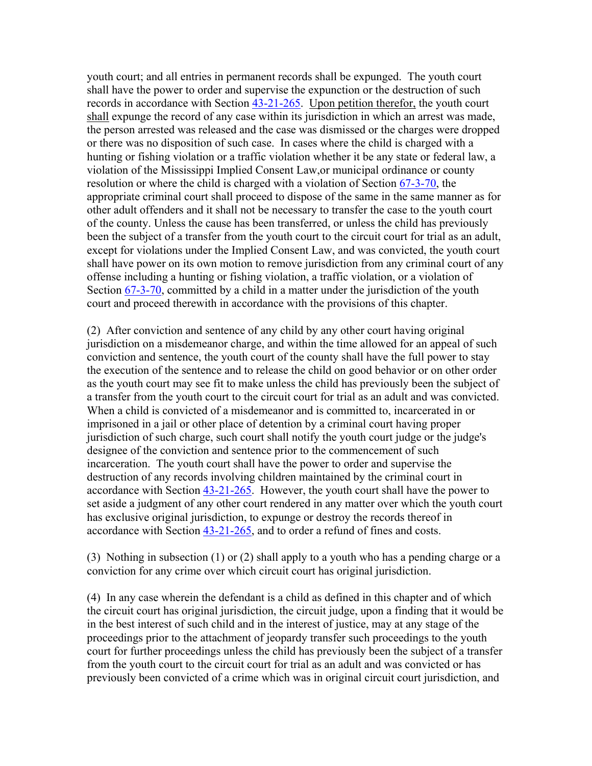youth court; and all entries in permanent records shall be expunged. The youth court shall have the power to order and supervise the expunction or the destruction of such records in accordance with Section 43-21-265. Upon petition therefor, the youth court shall expunge the record of any case within its jurisdiction in which an arrest was made, the person arrested was released and the case was dismissed or the charges were dropped or there was no disposition of such case. In cases where the child is charged with a hunting or fishing violation or a traffic violation whether it be any state or federal law, a violation of the Mississippi Implied Consent Law,or municipal ordinance or county resolution or where the child is charged with a violation of Section 67-3-70, the appropriate criminal court shall proceed to dispose of the same in the same manner as for other adult offenders and it shall not be necessary to transfer the case to the youth court of the county. Unless the cause has been transferred, or unless the child has previously been the subject of a transfer from the youth court to the circuit court for trial as an adult, except for violations under the Implied Consent Law, and was convicted, the youth court shall have power on its own motion to remove jurisdiction from any criminal court of any offense including a hunting or fishing violation, a traffic violation, or a violation of Section 67-3-70, committed by a child in a matter under the jurisdiction of the youth court and proceed therewith in accordance with the provisions of this chapter.

(2) After conviction and sentence of any child by any other court having original jurisdiction on a misdemeanor charge, and within the time allowed for an appeal of such conviction and sentence, the youth court of the county shall have the full power to stay the execution of the sentence and to release the child on good behavior or on other order as the youth court may see fit to make unless the child has previously been the subject of a transfer from the youth court to the circuit court for trial as an adult and was convicted. When a child is convicted of a misdemeanor and is committed to, incarcerated in or imprisoned in a jail or other place of detention by a criminal court having proper jurisdiction of such charge, such court shall notify the youth court judge or the judge's designee of the conviction and sentence prior to the commencement of such incarceration. The youth court shall have the power to order and supervise the destruction of any records involving children maintained by the criminal court in accordance with Section 43-21-265. However, the youth court shall have the power to set aside a judgment of any other court rendered in any matter over which the youth court has exclusive original jurisdiction, to expunge or destroy the records thereof in accordance with Section 43-21-265, and to order a refund of fines and costs.

(3) Nothing in subsection (1) or (2) shall apply to a youth who has a pending charge or a conviction for any crime over which circuit court has original jurisdiction.

(4) In any case wherein the defendant is a child as defined in this chapter and of which the circuit court has original jurisdiction, the circuit judge, upon a finding that it would be in the best interest of such child and in the interest of justice, may at any stage of the proceedings prior to the attachment of jeopardy transfer such proceedings to the youth court for further proceedings unless the child has previously been the subject of a transfer from the youth court to the circuit court for trial as an adult and was convicted or has previously been convicted of a crime which was in original circuit court jurisdiction, and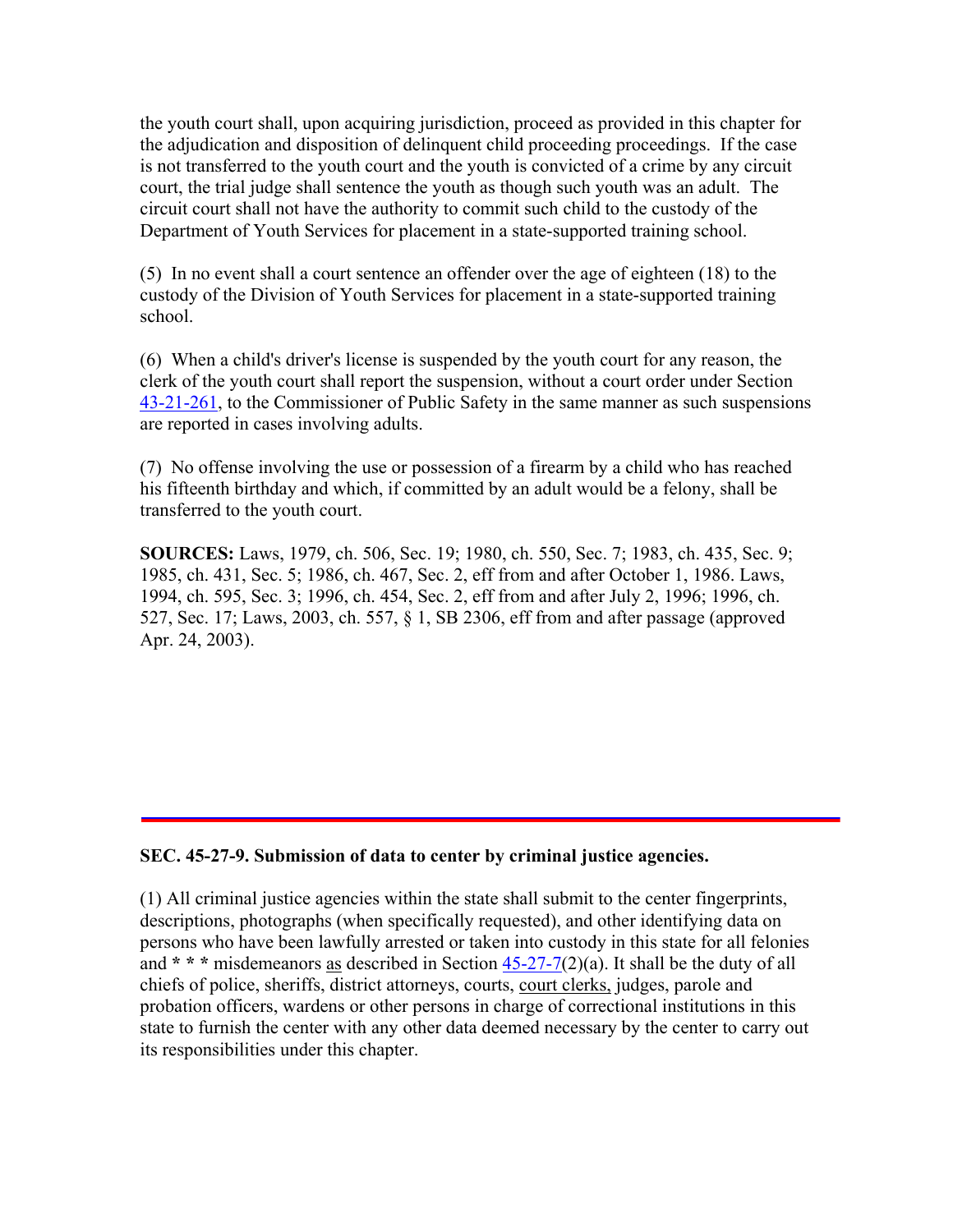the youth court shall, upon acquiring jurisdiction, proceed as provided in this chapter for the adjudication and disposition of delinquent child proceeding proceedings. If the case is not transferred to the youth court and the youth is convicted of a crime by any circuit court, the trial judge shall sentence the youth as though such youth was an adult. The circuit court shall not have the authority to commit such child to the custody of the Department of Youth Services for placement in a state-supported training school.

(5) In no event shall a court sentence an offender over the age of eighteen (18) to the custody of the Division of Youth Services for placement in a state-supported training school.

(6) When a child's driver's license is suspended by the youth court for any reason, the clerk of the youth court shall report the suspension, without a court order under Section 43-21-261, to the Commissioner of Public Safety in the same manner as such suspensions are reported in cases involving adults.

(7) No offense involving the use or possession of a firearm by a child who has reached his fifteenth birthday and which, if committed by an adult would be a felony, shall be transferred to the youth court.

**SOURCES:** Laws, 1979, ch. 506, Sec. 19; 1980, ch. 550, Sec. 7; 1983, ch. 435, Sec. 9; 1985, ch. 431, Sec. 5; 1986, ch. 467, Sec. 2, eff from and after October 1, 1986. Laws, 1994, ch. 595, Sec. 3; 1996, ch. 454, Sec. 2, eff from and after July 2, 1996; 1996, ch. 527, Sec. 17; Laws, 2003, ch. 557, § 1, SB 2306, eff from and after passage (approved Apr. 24, 2003).

---

**SEC. 45-27-9. Submission of data to center by criminal justice agencies.**

(1) All criminal justice agencies within the state shall submit to the center fingerprints, descriptions, photographs (when specifically requested), and other identifying data on persons who have been lawfully arrested or taken into custody in this state for all felonies and *** misdemeanors <u>as</u> described in Section 45-27-7(2)(a). It shall be the duty of all chiefs of police, sheriffs, district attorneys, courts, <u>court clerks,</u> judges, parole and probation officers, wardens or other persons in charge of correctional institutions in this state to furnish the center with any other data deemed necessary by the center to carry out its responsibilities under this chapter.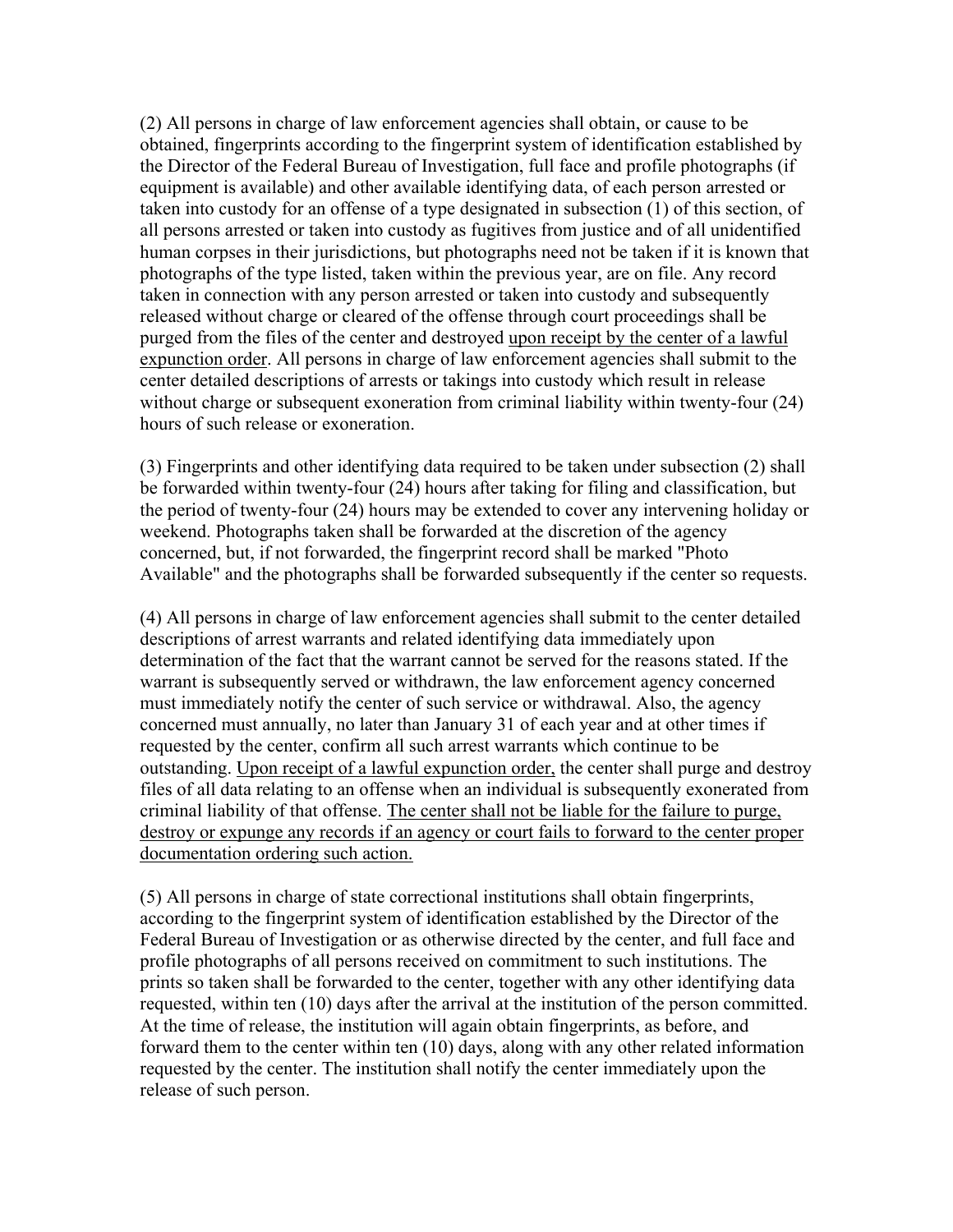(2) All persons in charge of law enforcement agencies shall obtain, or cause to be obtained, fingerprints according to the fingerprint system of identification established by the Director of the Federal Bureau of Investigation, full face and profile photographs (if equipment is available) and other available identifying data, of each person arrested or taken into custody for an offense of a type designated in subsection (1) of this section, of all persons arrested or taken into custody as fugitives from justice and of all unidentified human corpses in their jurisdictions, but photographs need not be taken if it is known that photographs of the type listed, taken within the previous year, are on file. Any record taken in connection with any person arrested or taken into custody and subsequently released without charge or cleared of the offense through court proceedings shall be purged from the files of the center and destroyed <u>upon receipt by the center of a lawful expunction order</u>. All persons in charge of law enforcement agencies shall submit to the center detailed descriptions of arrests or takings into custody which result in release without charge or subsequent exoneration from criminal liability within twenty-four (24) hours of such release or exoneration.

(3) Fingerprints and other identifying data required to be taken under subsection (2) shall be forwarded within twenty-four (24) hours after taking for filing and classification, but the period of twenty-four (24) hours may be extended to cover any intervening holiday or weekend. Photographs taken shall be forwarded at the discretion of the agency concerned, but, if not forwarded, the fingerprint record shall be marked "Photo Available" and the photographs shall be forwarded subsequently if the center so requests.

(4) All persons in charge of law enforcement agencies shall submit to the center detailed descriptions of arrest warrants and related identifying data immediately upon determination of the fact that the warrant cannot be served for the reasons stated. If the warrant is subsequently served or withdrawn, the law enforcement agency concerned must immediately notify the center of such service or withdrawal. Also, the agency concerned must annually, no later than January 31 of each year and at other times if requested by the center, confirm all such arrest warrants which continue to be outstanding. <u>Upon receipt of a lawful expunction order,</u> the center shall purge and destroy files of all data relating to an offense when an individual is subsequently exonerated from criminal liability of that offense. <u>The center shall not be liable for the failure to purge, destroy or expunge any records if an agency or court fails to forward to the center proper documentation ordering such action.</u>

(5) All persons in charge of state correctional institutions shall obtain fingerprints, according to the fingerprint system of identification established by the Director of the Federal Bureau of Investigation or as otherwise directed by the center, and full face and profile photographs of all persons received on commitment to such institutions. The prints so taken shall be forwarded to the center, together with any other identifying data requested, within ten (10) days after the arrival at the institution of the person committed. At the time of release, the institution will again obtain fingerprints, as before, and forward them to the center within ten (10) days, along with any other related information requested by the center. The institution shall notify the center immediately upon the release of such person.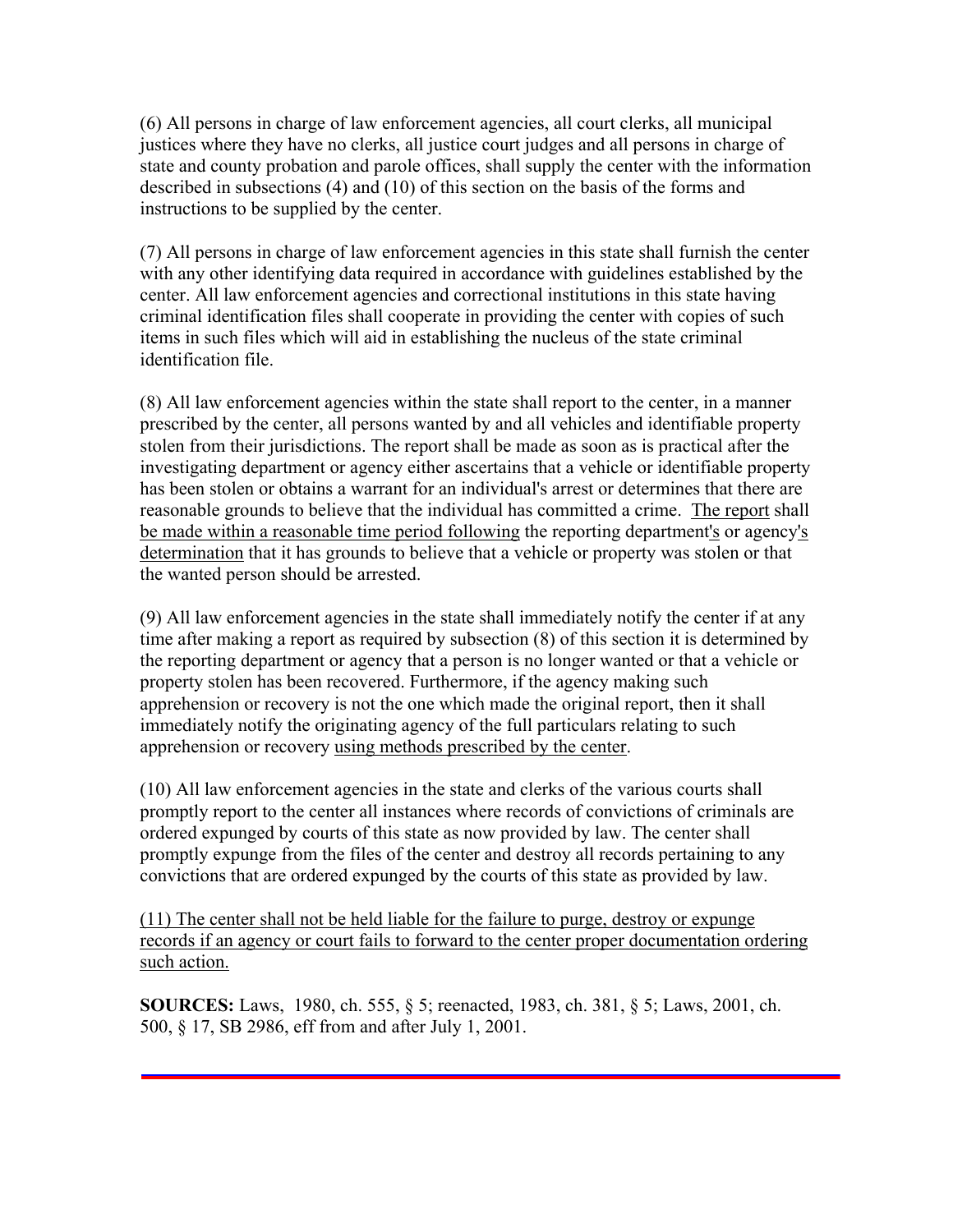(6) All persons in charge of law enforcement agencies, all court clerks, all municipal justices where they have no clerks, all justice court judges and all persons in charge of state and county probation and parole offices, shall supply the center with the information described in subsections (4) and (10) of this section on the basis of the forms and instructions to be supplied by the center.

(7) All persons in charge of law enforcement agencies in this state shall furnish the center with any other identifying data required in accordance with guidelines established by the center. All law enforcement agencies and correctional institutions in this state having criminal identification files shall cooperate in providing the center with copies of such items in such files which will aid in establishing the nucleus of the state criminal identification file.

(8) All law enforcement agencies within the state shall report to the center, in a manner prescribed by the center, all persons wanted by and all vehicles and identifiable property stolen from their jurisdictions. The report shall be made as soon as is practical after the investigating department or agency either ascertains that a vehicle or identifiable property has been stolen or obtains a warrant for an individual's arrest or determines that there are reasonable grounds to believe that the individual has committed a crime. <u>The report</u> shall <u>be made within a reasonable time period following</u> the reporting department<u>'s</u> or agency<u>'s determination</u> that it has grounds to believe that a vehicle or property was stolen or that the wanted person should be arrested.

(9) All law enforcement agencies in the state shall immediately notify the center if at any time after making a report as required by subsection (8) of this section it is determined by the reporting department or agency that a person is no longer wanted or that a vehicle or property stolen has been recovered. Furthermore, if the agency making such apprehension or recovery is not the one which made the original report, then it shall immediately notify the originating agency of the full particulars relating to such apprehension or recovery <u>using methods prescribed by the center</u>.

(10) All law enforcement agencies in the state and clerks of the various courts shall promptly report to the center all instances where records of convictions of criminals are ordered expunged by courts of this state as now provided by law. The center shall promptly expunge from the files of the center and destroy all records pertaining to any convictions that are ordered expunged by the courts of this state as provided by law.

<u>(11) The center shall not be held liable for the failure to purge, destroy or expunge records if an agency or court fails to forward to the center proper documentation ordering such action.</u>

**SOURCES:** Laws, 1980, ch. 555, § 5; reenacted, 1983, ch. 381, § 5; Laws, 2001, ch. 500, § 17, SB 2986, eff from and after July 1, 2001.